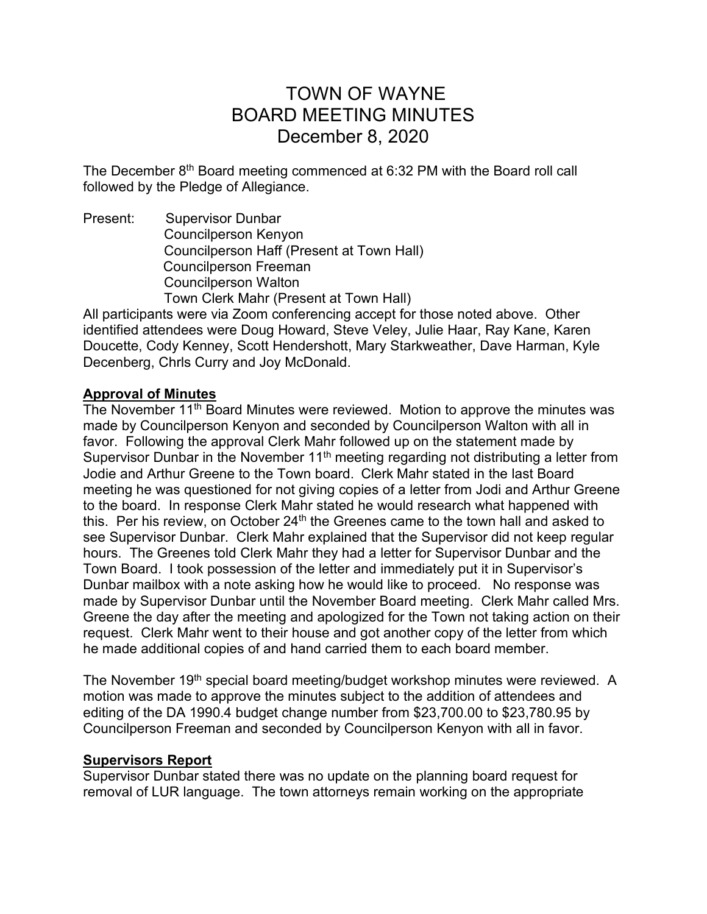# TOWN OF WAYNE
# BOARD MEETING MINUTES
# December 8, 2020

The December 8th Board meeting commenced at 6:32 PM with the Board roll call followed by the Pledge of Allegiance.

Present: Supervisor Dunbar
Councilperson Kenyon
Councilperson Haff (Present at Town Hall)
Councilperson Freeman
Councilperson Walton
Town Clerk Mahr (Present at Town Hall)

All participants were via Zoom conferencing accept for those noted above. Other identified attendees were Doug Howard, Steve Veley, Julie Haar, Ray Kane, Karen Doucette, Cody Kenney, Scott Hendershott, Mary Starkweather, Dave Harman, Kyle Decenberg, Chrls Curry and Joy McDonald.

**Approval of Minutes**

The November 11th Board Minutes were reviewed. Motion to approve the minutes was made by Councilperson Kenyon and seconded by Councilperson Walton with all in favor. Following the approval Clerk Mahr followed up on the statement made by Supervisor Dunbar in the November 11th meeting regarding not distributing a letter from Jodie and Arthur Greene to the Town board. Clerk Mahr stated in the last Board meeting he was questioned for not giving copies of a letter from Jodi and Arthur Greene to the board. In response Clerk Mahr stated he would research what happened with this. Per his review, on October 24th the Greenes came to the town hall and asked to see Supervisor Dunbar. Clerk Mahr explained that the Supervisor did not keep regular hours. The Greenes told Clerk Mahr they had a letter for Supervisor Dunbar and the Town Board. I took possession of the letter and immediately put it in Supervisor's Dunbar mailbox with a note asking how he would like to proceed. No response was made by Supervisor Dunbar until the November Board meeting. Clerk Mahr called Mrs. Greene the day after the meeting and apologized for the Town not taking action on their request. Clerk Mahr went to their house and got another copy of the letter from which he made additional copies of and hand carried them to each board member.

The November 19th special board meeting/budget workshop minutes were reviewed. A motion was made to approve the minutes subject to the addition of attendees and editing of the DA 1990.4 budget change number from $23,700.00 to $23,780.95 by Councilperson Freeman and seconded by Councilperson Kenyon with all in favor.

**Supervisors Report**

Supervisor Dunbar stated there was no update on the planning board request for removal of LUR language. The town attorneys remain working on the appropriate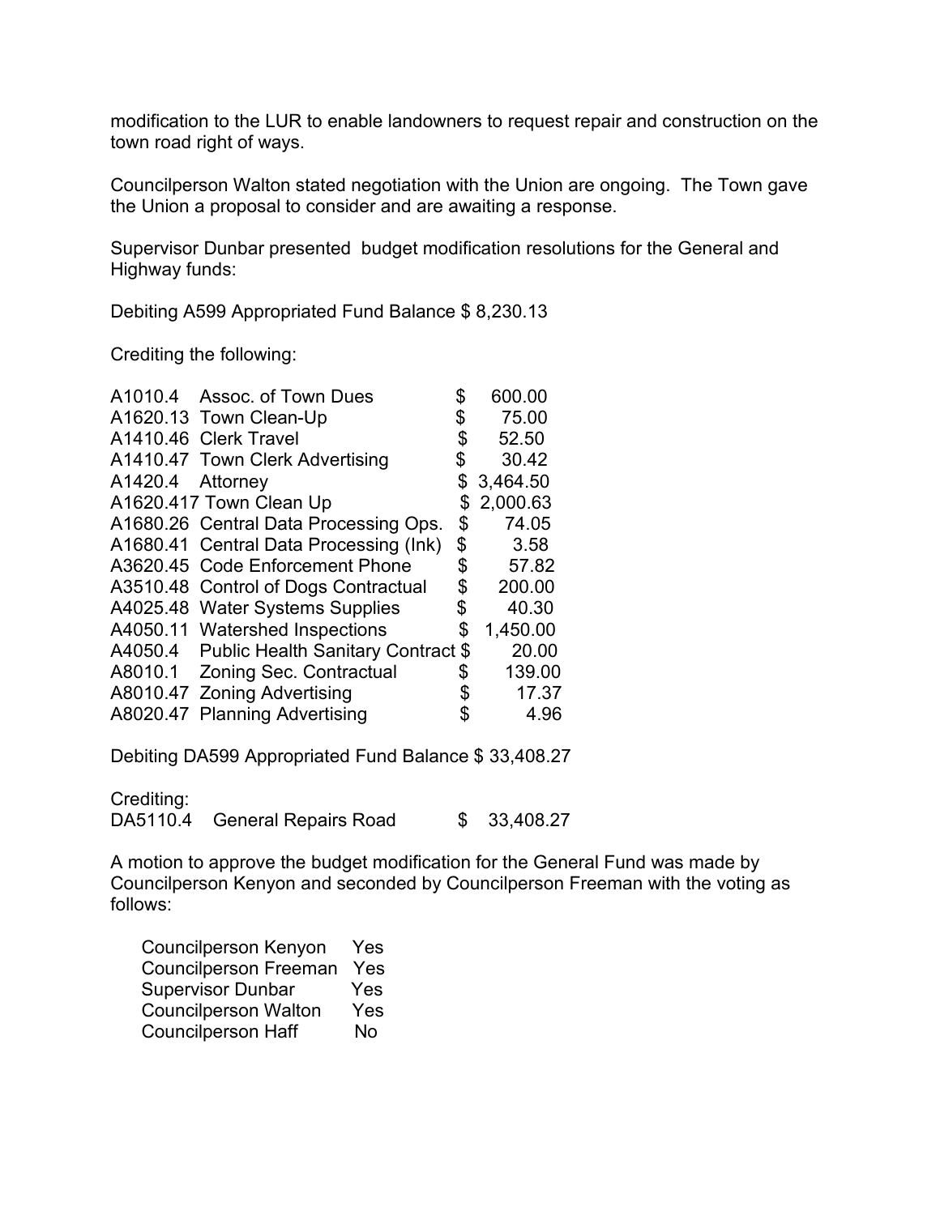modification to the LUR to enable landowners to request repair and construction on the town road right of ways.

Councilperson Walton stated negotiation with the Union are ongoing. The Town gave the Union a proposal to consider and are awaiting a response.

Supervisor Dunbar presented budget modification resolutions for the General and Highway funds:

Debiting A599 Appropriated Fund Balance $ 8,230.13

Crediting the following:

| | | |
|---|---|---|
| A1010.4 | Assoc. of Town Dues | $ 600.00 |
| A1620.13 | Town Clean-Up | $ 75.00 |
| A1410.46 | Clerk Travel | $ 52.50 |
| A1410.47 | Town Clerk Advertising | $ 30.42 |
| A1420.4 | Attorney | $ 3,464.50 |
| A1620.417 | Town Clean Up | $ 2,000.63 |
| A1680.26 | Central Data Processing Ops. | $ 74.05 |
| A1680.41 | Central Data Processing (Ink) | $ 3.58 |
| A3620.45 | Code Enforcement Phone | $ 57.82 |
| A3510.48 | Control of Dogs Contractual | $ 200.00 |
| A4025.48 | Water Systems Supplies | $ 40.30 |
| A4050.11 | Watershed Inspections | $ 1,450.00 |
| A4050.4 | Public Health Sanitary Contract | $ 20.00 |
| A8010.1 | Zoning Sec. Contractual | $ 139.00 |
| A8010.47 | Zoning Advertising | $ 17.37 |
| A8020.47 | Planning Advertising | $ 4.96 |

Debiting DA599 Appropriated Fund Balance $ 33,408.27

Crediting:
DA5110.4 General Repairs Road $ 33,408.27

A motion to approve the budget modification for the General Fund was made by Councilperson Kenyon and seconded by Councilperson Freeman with the voting as follows:

| | |
|---|---|
| Councilperson Kenyon | Yes |
| Councilperson Freeman | Yes |
| Supervisor Dunbar | Yes |
| Councilperson Walton | Yes |
| Councilperson Haff | No |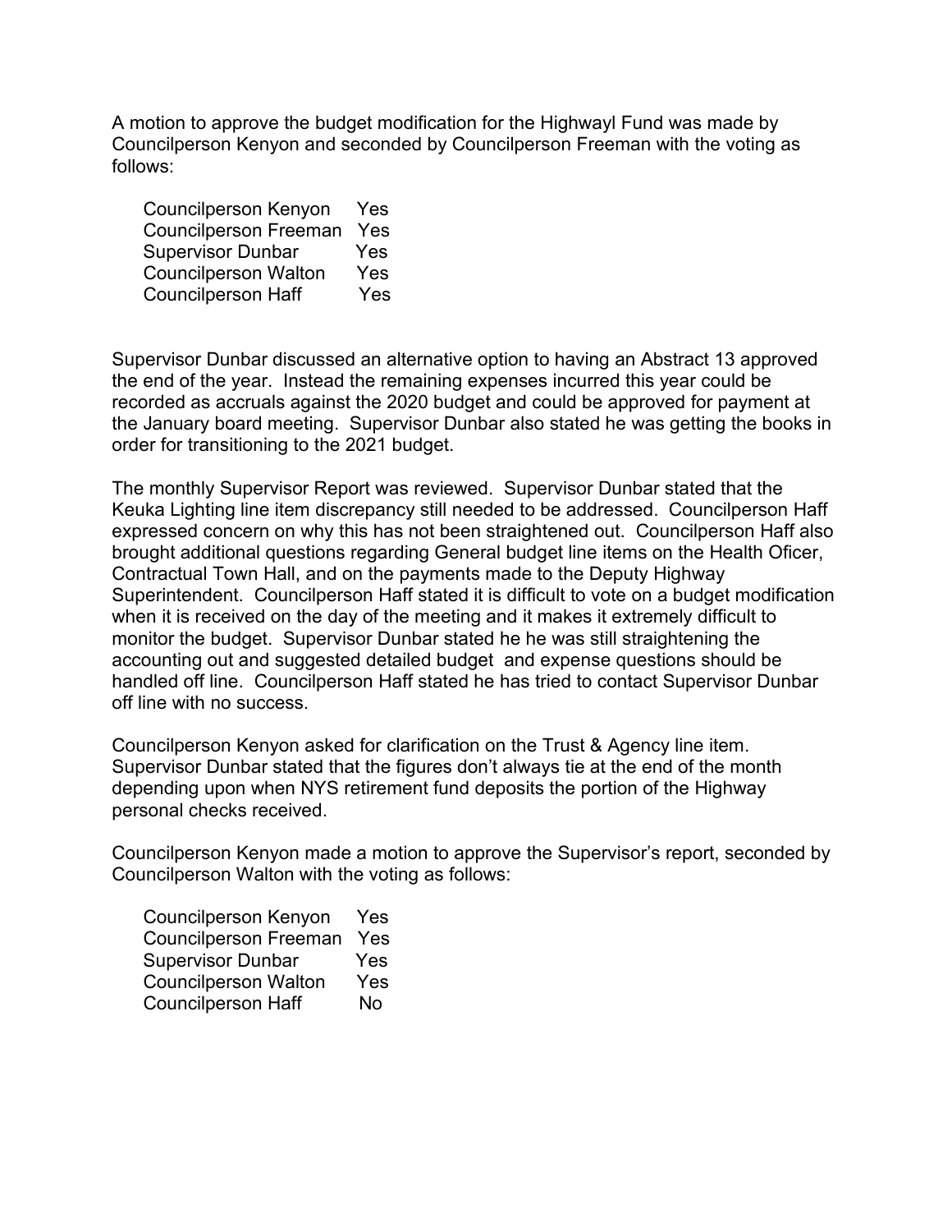A motion to approve the budget modification for the Highwayl Fund was made by Councilperson Kenyon and seconded by Councilperson Freeman with the voting as follows:

| | |
|---|---|
| Councilperson Kenyon | Yes |
| Councilperson Freeman | Yes |
| Supervisor Dunbar | Yes |
| Councilperson Walton | Yes |
| Councilperson Haff | Yes |

Supervisor Dunbar discussed an alternative option to having an Abstract 13 approved the end of the year. Instead the remaining expenses incurred this year could be recorded as accruals against the 2020 budget and could be approved for payment at the January board meeting. Supervisor Dunbar also stated he was getting the books in order for transitioning to the 2021 budget.

The monthly Supervisor Report was reviewed. Supervisor Dunbar stated that the Keuka Lighting line item discrepancy still needed to be addressed. Councilperson Haff expressed concern on why this has not been straightened out. Councilperson Haff also brought additional questions regarding General budget line items on the Health Oficer, Contractual Town Hall, and on the payments made to the Deputy Highway Superintendent. Councilperson Haff stated it is difficult to vote on a budget modification when it is received on the day of the meeting and it makes it extremely difficult to monitor the budget. Supervisor Dunbar stated he he was still straightening the accounting out and suggested detailed budget and expense questions should be handled off line. Councilperson Haff stated he has tried to contact Supervisor Dunbar off line with no success.

Councilperson Kenyon asked for clarification on the Trust & Agency line item. Supervisor Dunbar stated that the figures don't always tie at the end of the month depending upon when NYS retirement fund deposits the portion of the Highway personal checks received.

Councilperson Kenyon made a motion to approve the Supervisor's report, seconded by Councilperson Walton with the voting as follows:

| | |
|---|---|
| Councilperson Kenyon | Yes |
| Councilperson Freeman | Yes |
| Supervisor Dunbar | Yes |
| Councilperson Walton | Yes |
| Councilperson Haff | No |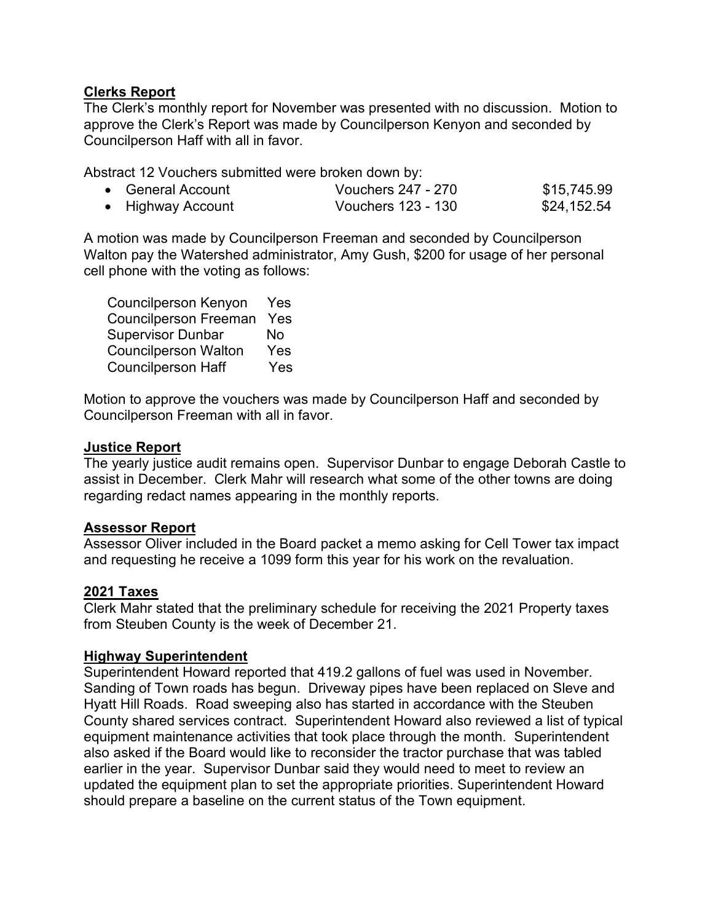**Clerks Report**

The Clerk's monthly report for November was presented with no discussion. Motion to approve the Clerk's Report was made by Councilperson Kenyon and seconded by Councilperson Haff with all in favor.

Abstract 12 Vouchers submitted were broken down by:

| | | |
|---|---|---|
| • General Account | Vouchers 247 - 270 | \$15,745.99 |
| • Highway Account | Vouchers 123 - 130 | \$24,152.54 |

A motion was made by Councilperson Freeman and seconded by Councilperson Walton pay the Watershed administrator, Amy Gush, \$200 for usage of her personal cell phone with the voting as follows:

| | |
|---|---|
| Councilperson Kenyon | Yes |
| Councilperson Freeman | Yes |
| Supervisor Dunbar | No |
| Councilperson Walton | Yes |
| Councilperson Haff | Yes |

Motion to approve the vouchers was made by Councilperson Haff and seconded by Councilperson Freeman with all in favor.

**Justice Report**

The yearly justice audit remains open. Supervisor Dunbar to engage Deborah Castle to assist in December. Clerk Mahr will research what some of the other towns are doing regarding redact names appearing in the monthly reports.

**Assessor Report**

Assessor Oliver included in the Board packet a memo asking for Cell Tower tax impact and requesting he receive a 1099 form this year for his work on the revaluation.

**2021 Taxes**

Clerk Mahr stated that the preliminary schedule for receiving the 2021 Property taxes from Steuben County is the week of December 21.

**Highway Superintendent**

Superintendent Howard reported that 419.2 gallons of fuel was used in November. Sanding of Town roads has begun. Driveway pipes have been replaced on Sleve and Hyatt Hill Roads. Road sweeping also has started in accordance with the Steuben County shared services contract. Superintendent Howard also reviewed a list of typical equipment maintenance activities that took place through the month. Superintendent also asked if the Board would like to reconsider the tractor purchase that was tabled earlier in the year. Supervisor Dunbar said they would need to meet to review an updated the equipment plan to set the appropriate priorities. Superintendent Howard should prepare a baseline on the current status of the Town equipment.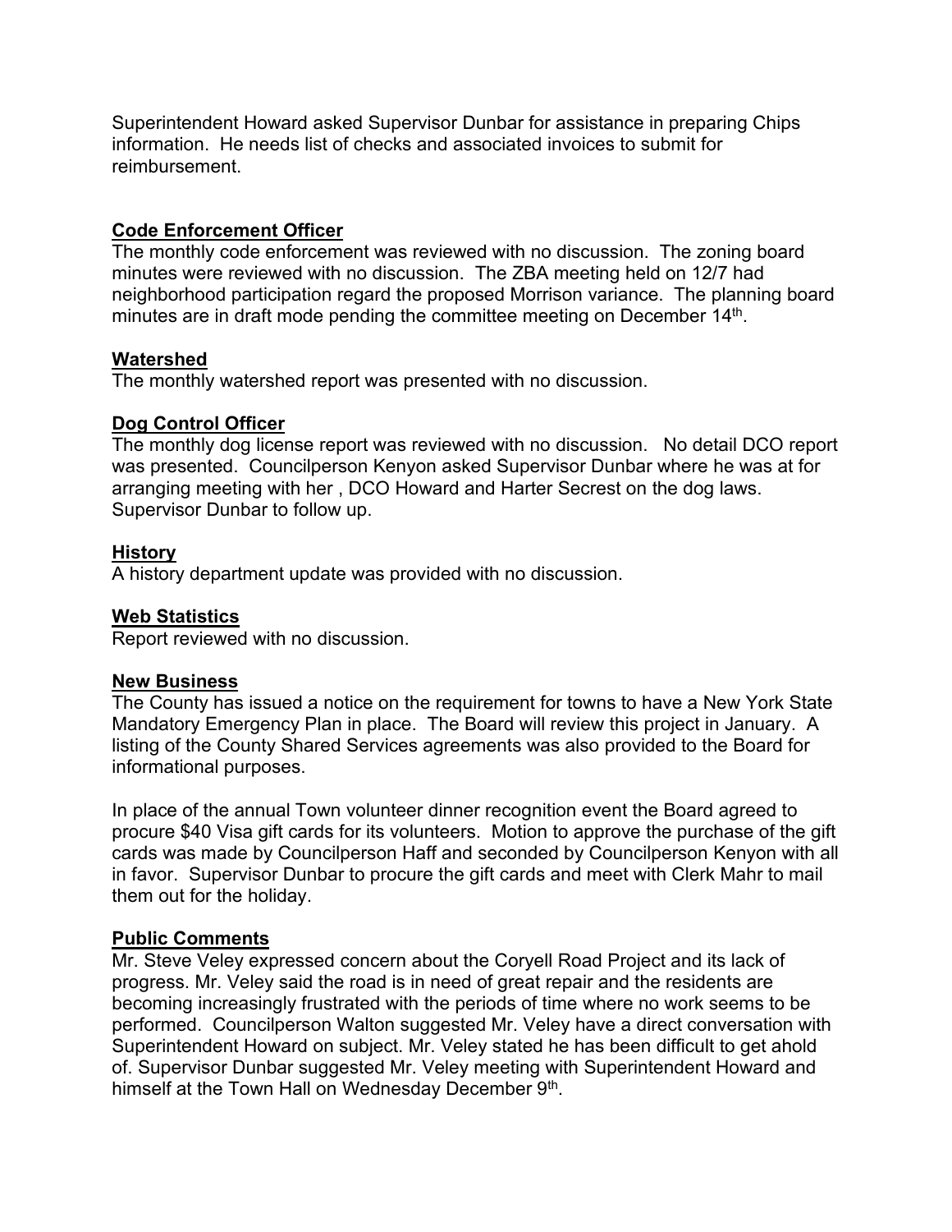Superintendent Howard asked Supervisor Dunbar for assistance in preparing Chips information. He needs list of checks and associated invoices to submit for reimbursement.

## Code Enforcement Officer

The monthly code enforcement was reviewed with no discussion. The zoning board minutes were reviewed with no discussion. The ZBA meeting held on 12/7 had neighborhood participation regard the proposed Morrison variance. The planning board minutes are in draft mode pending the committee meeting on December 14th.

## Watershed

The monthly watershed report was presented with no discussion.

## Dog Control Officer

The monthly dog license report was reviewed with no discussion. No detail DCO report was presented. Councilperson Kenyon asked Supervisor Dunbar where he was at for arranging meeting with her , DCO Howard and Harter Secrest on the dog laws. Supervisor Dunbar to follow up.

## History

A history department update was provided with no discussion.

## Web Statistics

Report reviewed with no discussion.

## New Business

The County has issued a notice on the requirement for towns to have a New York State Mandatory Emergency Plan in place. The Board will review this project in January. A listing of the County Shared Services agreements was also provided to the Board for informational purposes.

In place of the annual Town volunteer dinner recognition event the Board agreed to procure $40 Visa gift cards for its volunteers. Motion to approve the purchase of the gift cards was made by Councilperson Haff and seconded by Councilperson Kenyon with all in favor. Supervisor Dunbar to procure the gift cards and meet with Clerk Mahr to mail them out for the holiday.

## Public Comments

Mr. Steve Veley expressed concern about the Coryell Road Project and its lack of progress. Mr. Veley said the road is in need of great repair and the residents are becoming increasingly frustrated with the periods of time where no work seems to be performed. Councilperson Walton suggested Mr. Veley have a direct conversation with Superintendent Howard on subject. Mr. Veley stated he has been difficult to get ahold of. Supervisor Dunbar suggested Mr. Veley meeting with Superintendent Howard and himself at the Town Hall on Wednesday December 9th.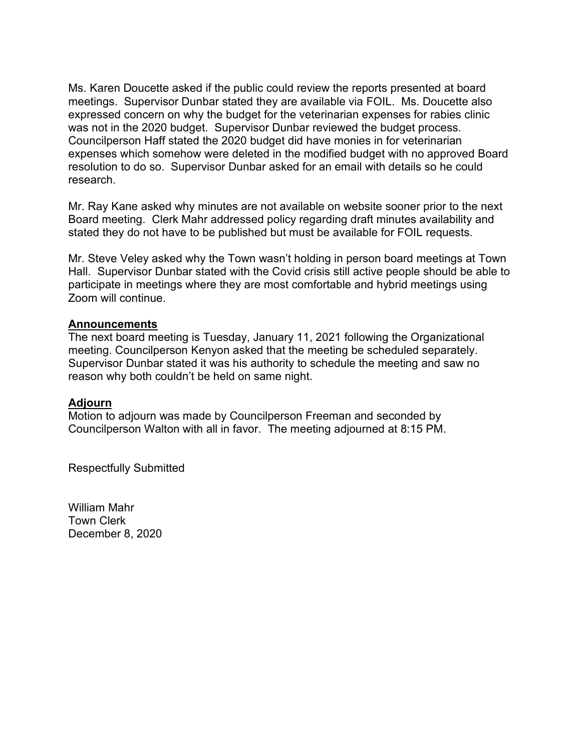Ms. Karen Doucette asked if the public could review the reports presented at board meetings. Supervisor Dunbar stated they are available via FOIL. Ms. Doucette also expressed concern on why the budget for the veterinarian expenses for rabies clinic was not in the 2020 budget. Supervisor Dunbar reviewed the budget process. Councilperson Haff stated the 2020 budget did have monies in for veterinarian expenses which somehow were deleted in the modified budget with no approved Board resolution to do so. Supervisor Dunbar asked for an email with details so he could research.

Mr. Ray Kane asked why minutes are not available on website sooner prior to the next Board meeting. Clerk Mahr addressed policy regarding draft minutes availability and stated they do not have to be published but must be available for FOIL requests.

Mr. Steve Veley asked why the Town wasn't holding in person board meetings at Town Hall. Supervisor Dunbar stated with the Covid crisis still active people should be able to participate in meetings where they are most comfortable and hybrid meetings using Zoom will continue.

**Announcements**

The next board meeting is Tuesday, January 11, 2021 following the Organizational meeting. Councilperson Kenyon asked that the meeting be scheduled separately. Supervisor Dunbar stated it was his authority to schedule the meeting and saw no reason why both couldn't be held on same night.

**Adjourn**

Motion to adjourn was made by Councilperson Freeman and seconded by Councilperson Walton with all in favor. The meeting adjourned at 8:15 PM.

Respectfully Submitted

William Mahr
Town Clerk
December 8, 2020